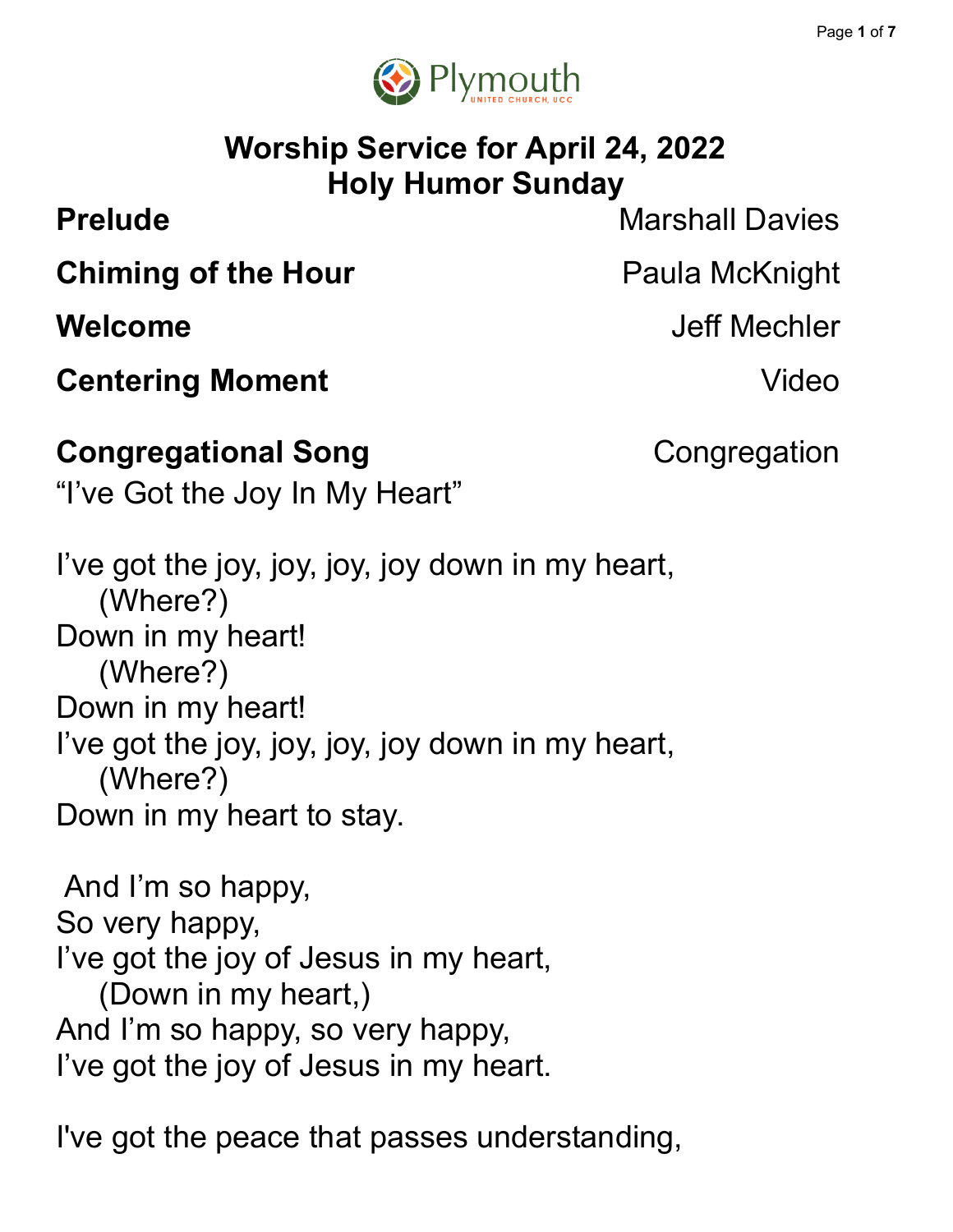Plymouth
UNITED CHURCH, UCC

# Worship Service for April 24, 2022
# Holy Humor Sunday

**Prelude** Marshall Davies

**Chiming of the Hour** Paula McKnight

**Welcome** Jeff Mechler

**Centering Moment** Video

**Congregational Song** Congregation

"I've Got the Joy In My Heart"

I've got the joy, joy, joy, joy down in my heart,
(Where?)
Down in my heart!
(Where?)
Down in my heart!
I've got the joy, joy, joy, joy down in my heart,
(Where?)
Down in my heart to stay.

And I'm so happy,
So very happy,
I've got the joy of Jesus in my heart,
(Down in my heart,)
And I'm so happy, so very happy,
I've got the joy of Jesus in my heart.

I've got the peace that passes understanding,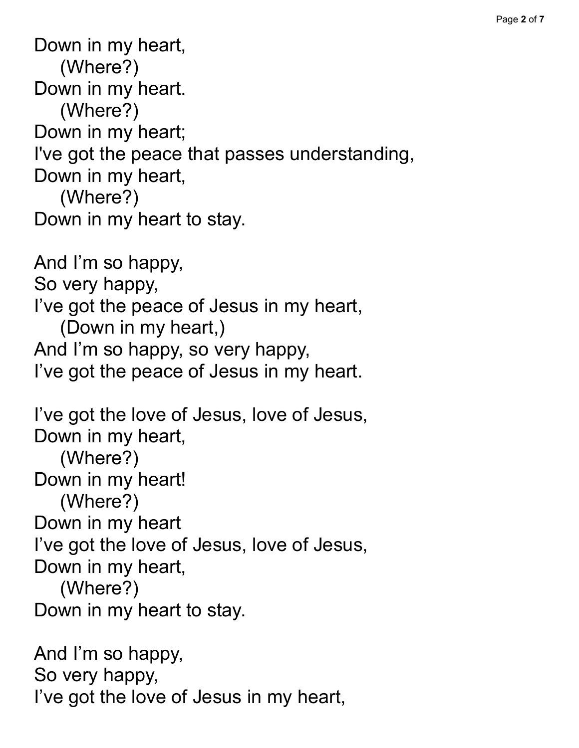Down in my heart,
    (Where?)
Down in my heart.
    (Where?)
Down in my heart;
I've got the peace that passes understanding,
Down in my heart,
    (Where?)
Down in my heart to stay.

And I'm so happy,
So very happy,
I've got the peace of Jesus in my heart,
    (Down in my heart,)
And I'm so happy, so very happy,
I've got the peace of Jesus in my heart.

I've got the love of Jesus, love of Jesus,
Down in my heart,
    (Where?)
Down in my heart!
    (Where?)
Down in my heart
I've got the love of Jesus, love of Jesus,
Down in my heart,
    (Where?)
Down in my heart to stay.

And I'm so happy,
So very happy,
I've got the love of Jesus in my heart,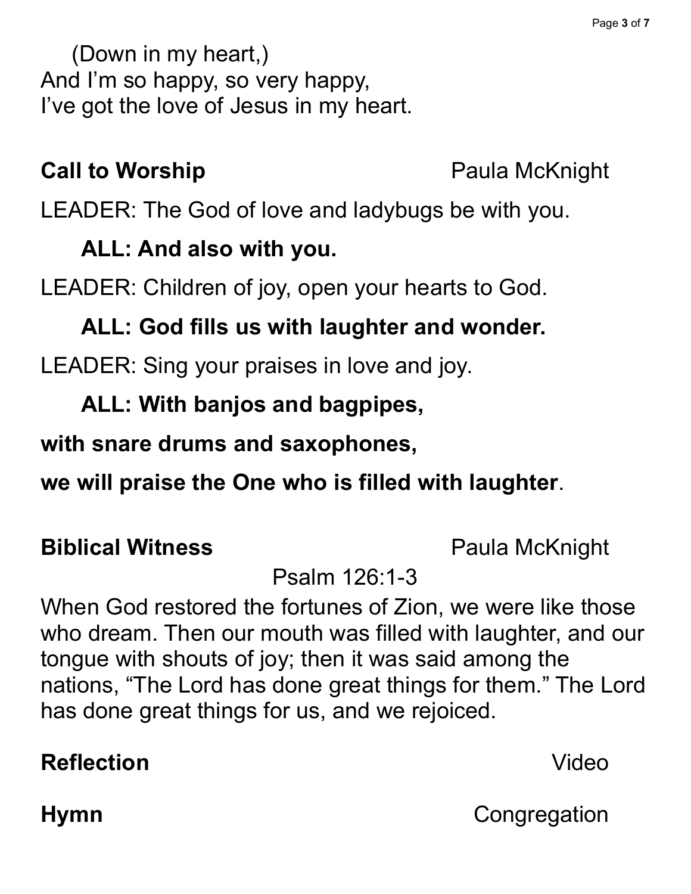(Down in my heart,)
And I'm so happy, so very happy,
I've got the love of Jesus in my heart.

**Call to Worship** Paula McKnight

LEADER: The God of love and ladybugs be with you.

**ALL: And also with you.**

LEADER: Children of joy, open your hearts to God.

**ALL: God fills us with laughter and wonder.**

LEADER: Sing your praises in love and joy.

**ALL: With banjos and bagpipes,**

**with snare drums and saxophones,**

**we will praise the One who is filled with laughter**.

**Biblical Witness** Paula McKnight

Psalm 126:1-3

When God restored the fortunes of Zion, we were like those who dream. Then our mouth was filled with laughter, and our tongue with shouts of joy; then it was said among the nations, "The Lord has done great things for them." The Lord has done great things for us, and we rejoiced.

**Reflection** Video

**Hymn** Congregation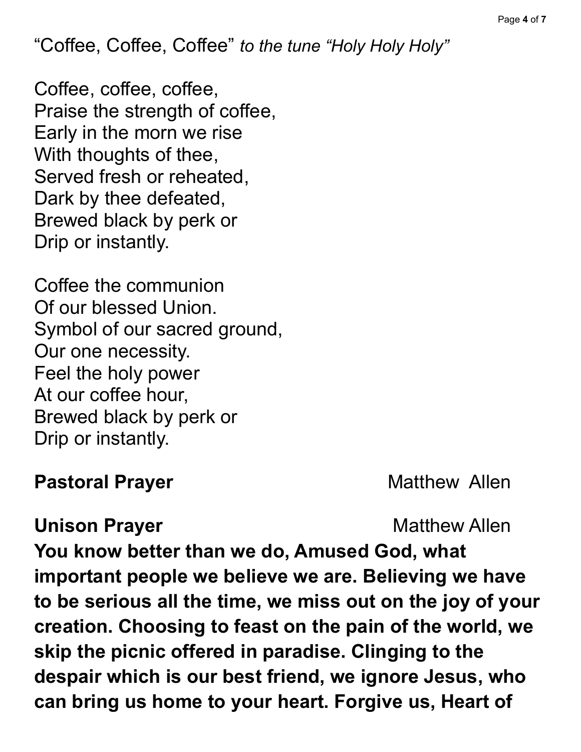“Coffee, Coffee, Coffee” *to the tune “Holy Holy Holy”*

Coffee, coffee, coffee,
Praise the strength of coffee,
Early in the morn we rise
With thoughts of thee,
Served fresh or reheated,
Dark by thee defeated,
Brewed black by perk or
Drip or instantly.

Coffee the communion
Of our blessed Union.
Symbol of our sacred ground,
Our one necessity.
Feel the holy power
At our coffee hour,
Brewed black by perk or
Drip or instantly.

**Pastoral Prayer** Matthew Allen

**Unison Prayer** Matthew Allen

**You know better than we do, Amused God, what important people we believe we are. Believing we have to be serious all the time, we miss out on the joy of your creation. Choosing to feast on the pain of the world, we skip the picnic offered in paradise. Clinging to the despair which is our best friend, we ignore Jesus, who can bring us home to your heart. Forgive us, Heart of**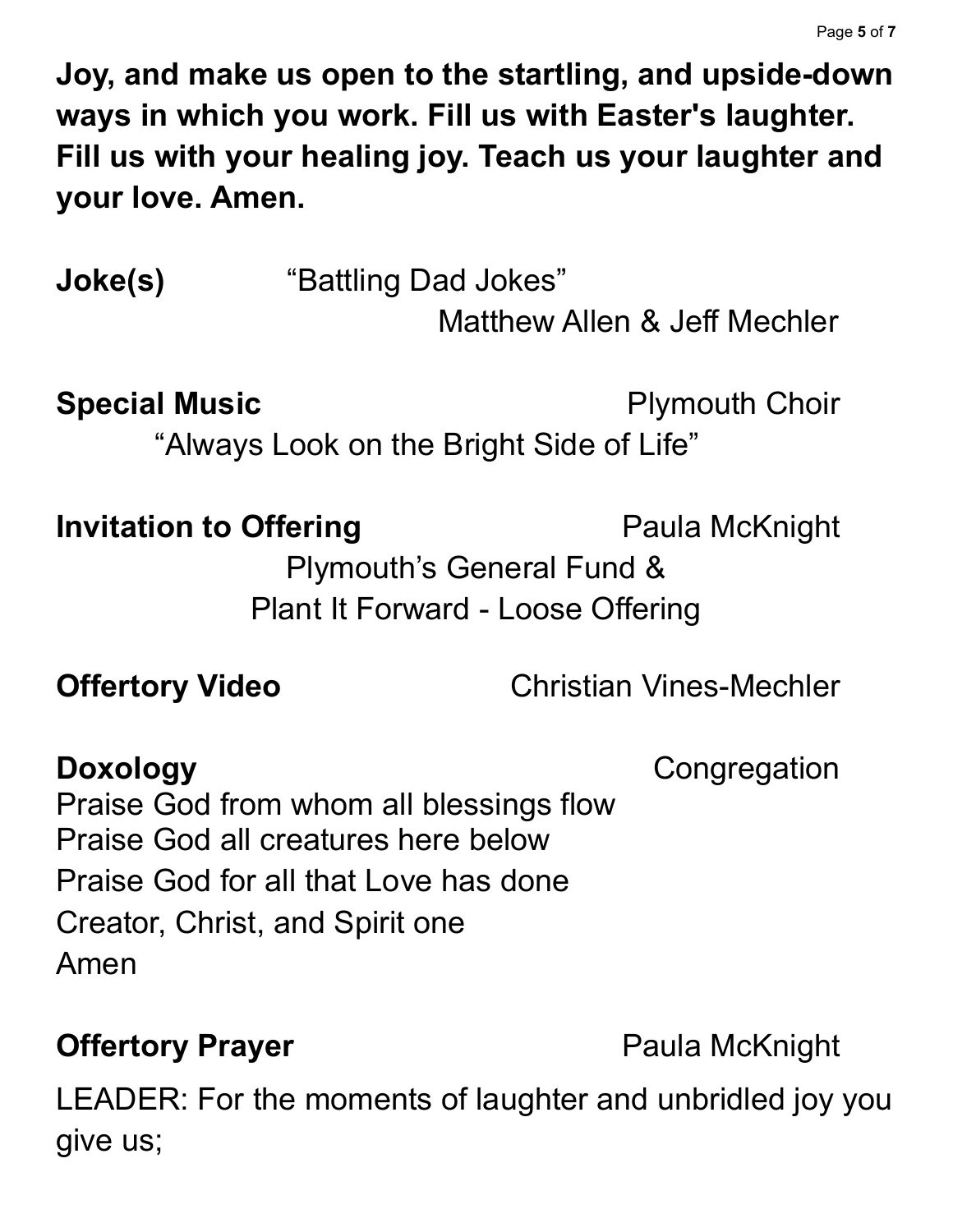**Joy, and make us open to the startling, and upside-down ways in which you work. Fill us with Easter's laughter. Fill us with your healing joy. Teach us your laughter and your love. Amen.**

**Joke(s)** “Battling Dad Jokes”
Matthew Allen & Jeff Mechler

**Special Music** Plymouth Choir
“Always Look on the Bright Side of Life”

**Invitation to Offering** Paula McKnight
Plymouth’s General Fund &
Plant It Forward - Loose Offering

**Offertory Video** Christian Vines-Mechler

**Doxology** Congregation

Praise God from whom all blessings flow
Praise God all creatures here below
Praise God for all that Love has done
Creator, Christ, and Spirit one
Amen

**Offertory Prayer** Paula McKnight

LEADER: For the moments of laughter and unbridled joy you give us;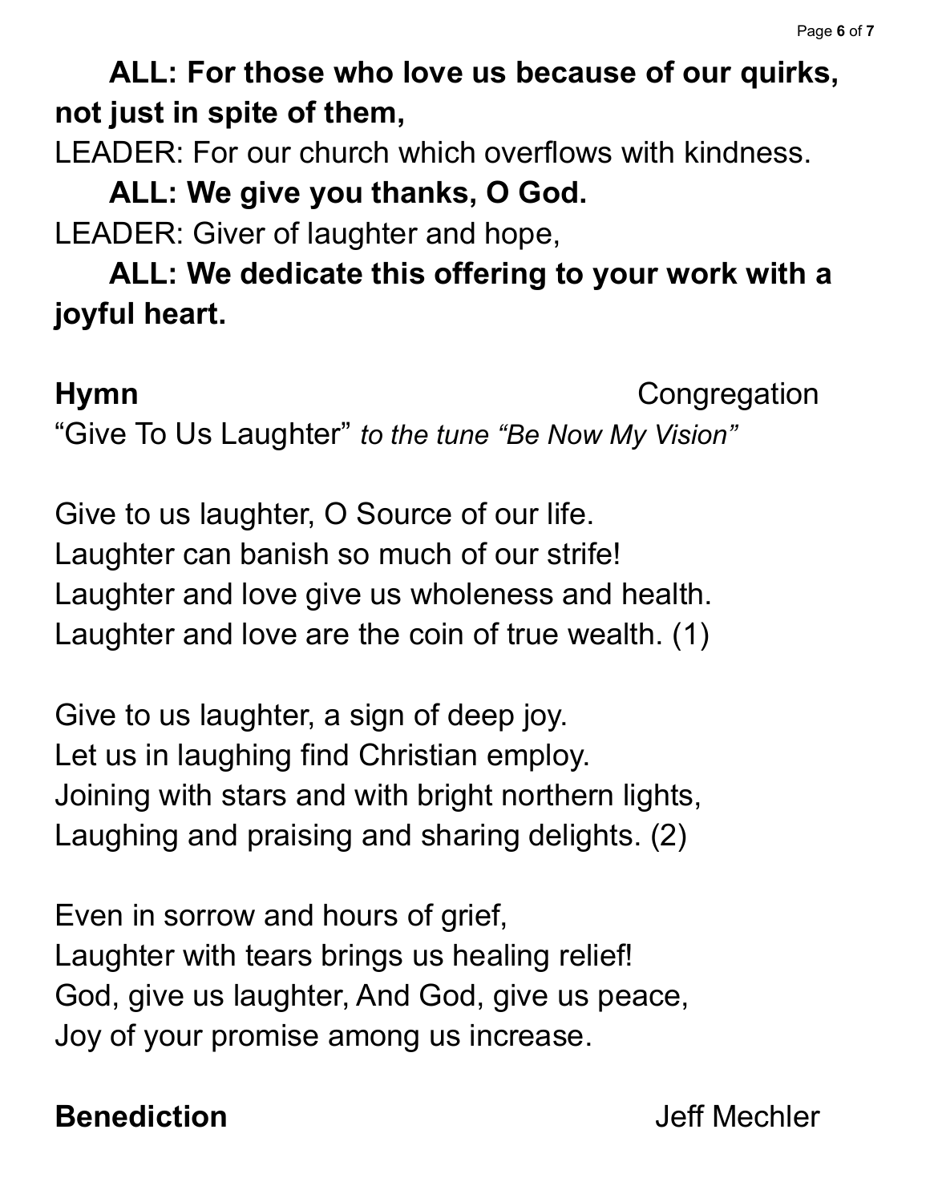**ALL: For those who love us because of our quirks, not just in spite of them,**

LEADER: For our church which overflows with kindness.

**ALL: We give you thanks, O God.**

LEADER: Giver of laughter and hope,

**ALL: We dedicate this offering to your work with a joyful heart.**

**Hymn** Congregation

“Give To Us Laughter” *to the tune “Be Now My Vision”*

Give to us laughter, O Source of our life.
Laughter can banish so much of our strife!
Laughter and love give us wholeness and health.
Laughter and love are the coin of true wealth. (1)

Give to us laughter, a sign of deep joy.
Let us in laughing find Christian employ.
Joining with stars and with bright northern lights,
Laughing and praising and sharing delights. (2)

Even in sorrow and hours of grief,
Laughter with tears brings us healing relief!
God, give us laughter, And God, give us peace,
Joy of your promise among us increase.

**Benediction** Jeff Mechler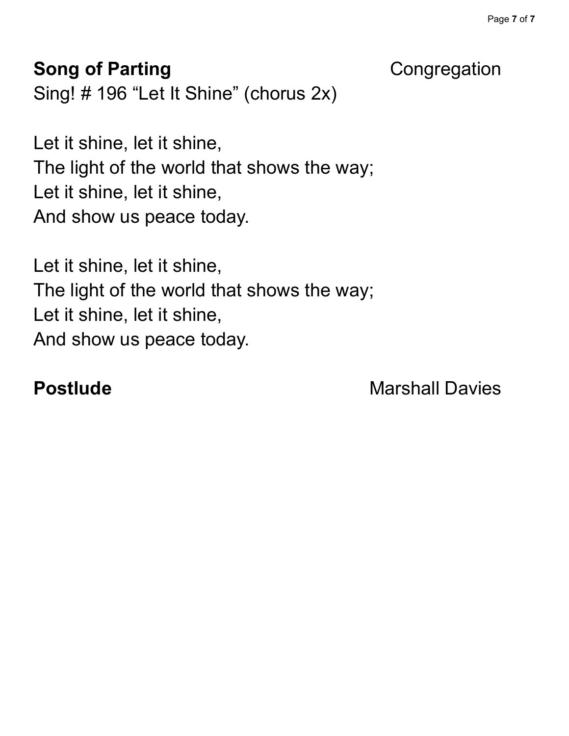**Song of Parting** Congregation

Sing! # 196 “Let It Shine” (chorus 2x)

Let it shine, let it shine,
The light of the world that shows the way;
Let it shine, let it shine,
And show us peace today.

Let it shine, let it shine,
The light of the world that shows the way;
Let it shine, let it shine,
And show us peace today.

**Postlude** Marshall Davies